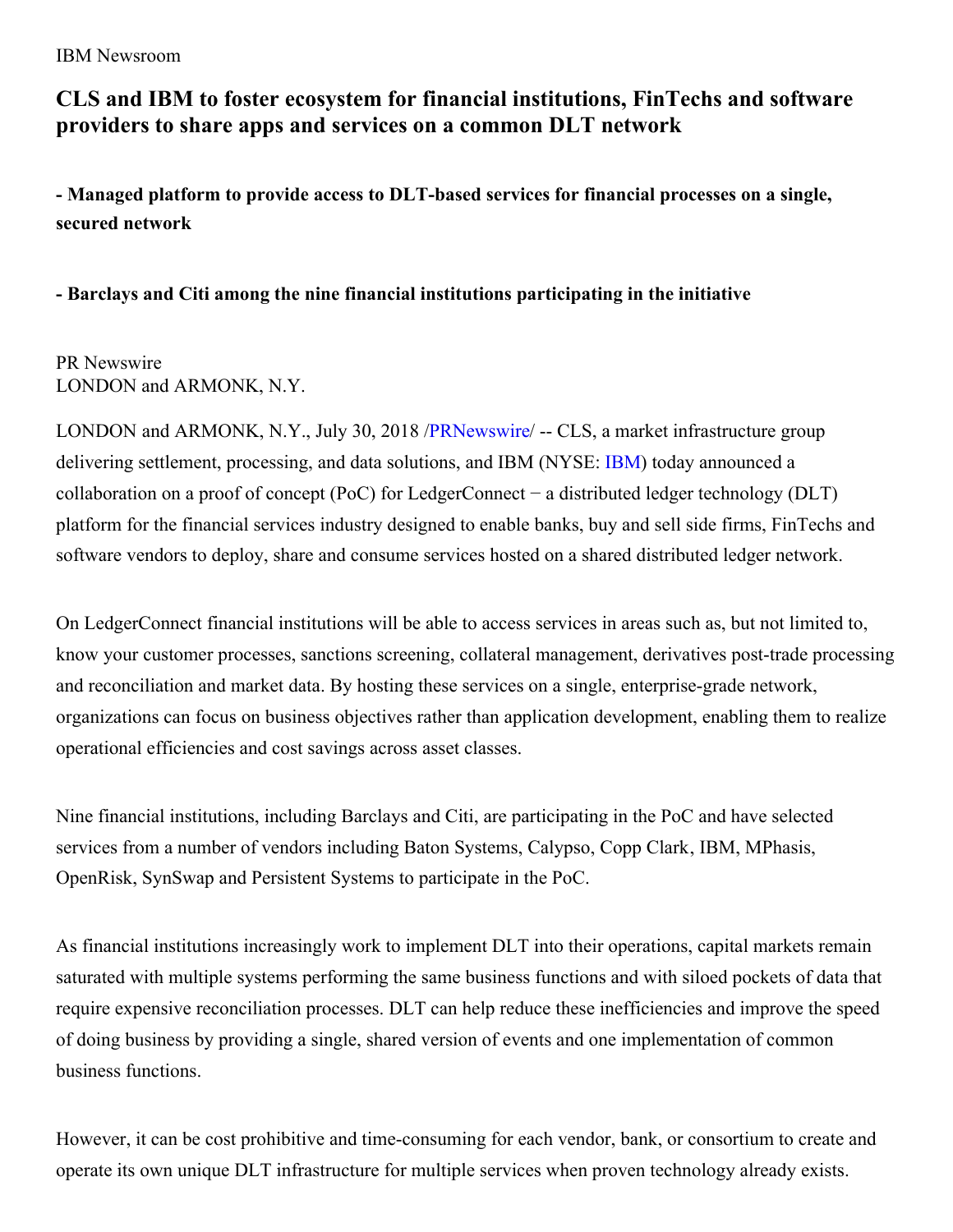IBM Newsroom

# CLS and IBM to foster ecosystem for financial institutions, FinTechs and software providers to share apps and services on a common DLT network

**- Managed platform to provide access to DLT-based services for financial processes on a single, secured network**

**- Barclays and Citi among the nine financial institutions participating in the initiative**

PR Newswire
LONDON and ARMONK, N.Y.

LONDON and ARMONK, N.Y., July 30, 2018 /PRNewswire/ -- CLS, a market infrastructure group delivering settlement, processing, and data solutions, and IBM (NYSE: IBM) today announced a collaboration on a proof of concept (PoC) for LedgerConnect − a distributed ledger technology (DLT) platform for the financial services industry designed to enable banks, buy and sell side firms, FinTechs and software vendors to deploy, share and consume services hosted on a shared distributed ledger network.

On LedgerConnect financial institutions will be able to access services in areas such as, but not limited to, know your customer processes, sanctions screening, collateral management, derivatives post-trade processing and reconciliation and market data. By hosting these services on a single, enterprise-grade network, organizations can focus on business objectives rather than application development, enabling them to realize operational efficiencies and cost savings across asset classes.

Nine financial institutions, including Barclays and Citi, are participating in the PoC and have selected services from a number of vendors including Baton Systems, Calypso, Copp Clark, IBM, MPhasis, OpenRisk, SynSwap and Persistent Systems to participate in the PoC.

As financial institutions increasingly work to implement DLT into their operations, capital markets remain saturated with multiple systems performing the same business functions and with siloed pockets of data that require expensive reconciliation processes. DLT can help reduce these inefficiencies and improve the speed of doing business by providing a single, shared version of events and one implementation of common business functions.

However, it can be cost prohibitive and time-consuming for each vendor, bank, or consortium to create and operate its own unique DLT infrastructure for multiple services when proven technology already exists.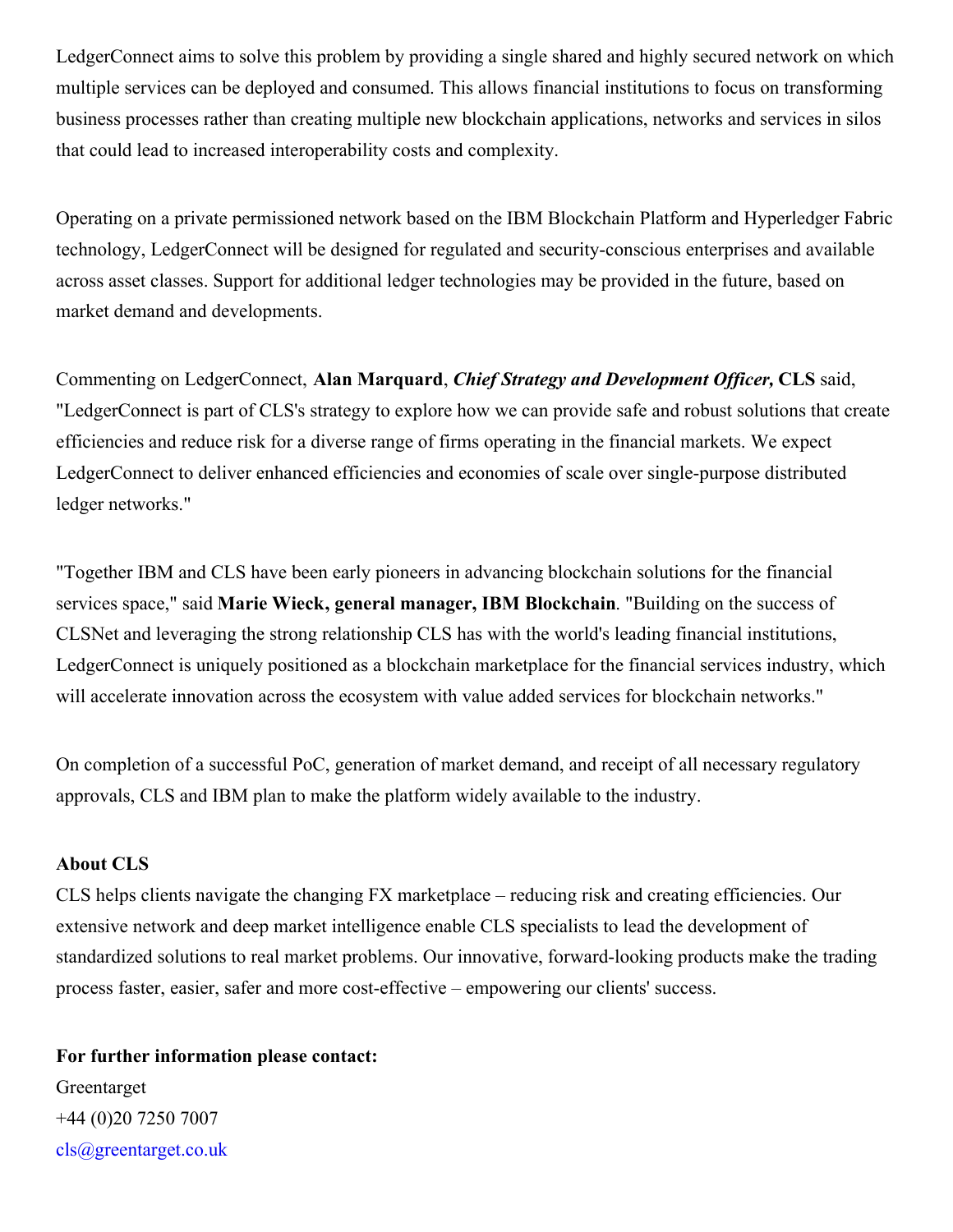LedgerConnect aims to solve this problem by providing a single shared and highly secured network on which multiple services can be deployed and consumed. This allows financial institutions to focus on transforming business processes rather than creating multiple new blockchain applications, networks and services in silos that could lead to increased interoperability costs and complexity.

Operating on a private permissioned network based on the IBM Blockchain Platform and Hyperledger Fabric technology, LedgerConnect will be designed for regulated and security-conscious enterprises and available across asset classes. Support for additional ledger technologies may be provided in the future, based on market demand and developments.

Commenting on LedgerConnect, **Alan Marquard**, ***Chief Strategy and Development Officer,*** **CLS** said, "LedgerConnect is part of CLS's strategy to explore how we can provide safe and robust solutions that create efficiencies and reduce risk for a diverse range of firms operating in the financial markets. We expect LedgerConnect to deliver enhanced efficiencies and economies of scale over single-purpose distributed ledger networks."

"Together IBM and CLS have been early pioneers in advancing blockchain solutions for the financial services space," said **Marie Wieck, general manager, IBM Blockchain**. "Building on the success of CLSNet and leveraging the strong relationship CLS has with the world's leading financial institutions, LedgerConnect is uniquely positioned as a blockchain marketplace for the financial services industry, which will accelerate innovation across the ecosystem with value added services for blockchain networks."

On completion of a successful PoC, generation of market demand, and receipt of all necessary regulatory approvals, CLS and IBM plan to make the platform widely available to the industry.

**About CLS**
CLS helps clients navigate the changing FX marketplace – reducing risk and creating efficiencies. Our extensive network and deep market intelligence enable CLS specialists to lead the development of standardized solutions to real market problems. Our innovative, forward-looking products make the trading process faster, easier, safer and more cost-effective – empowering our clients' success.

**For further information please contact:**
Greentarget
+44 (0)20 7250 7007
cls@greentarget.co.uk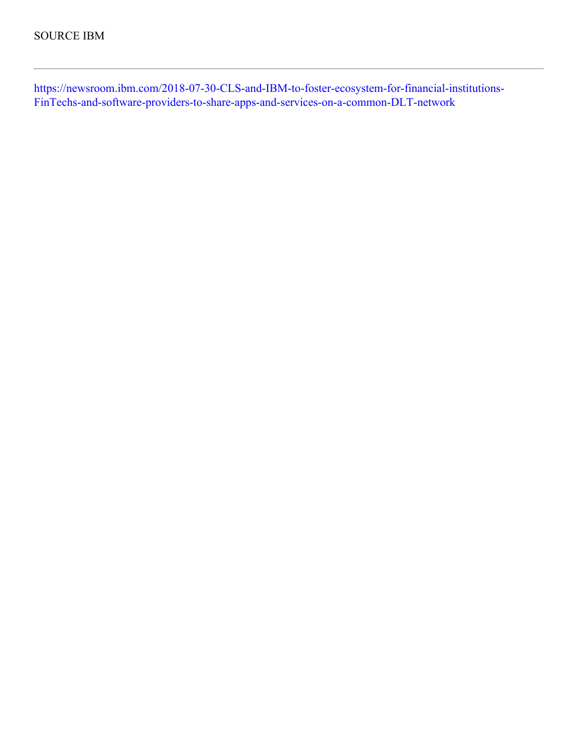SOURCE IBM

---

https://newsroom.ibm.com/2018-07-30-CLS-and-IBM-to-foster-ecosystem-for-financial-institutions-FinTechs-and-software-providers-to-share-apps-and-services-on-a-common-DLT-network